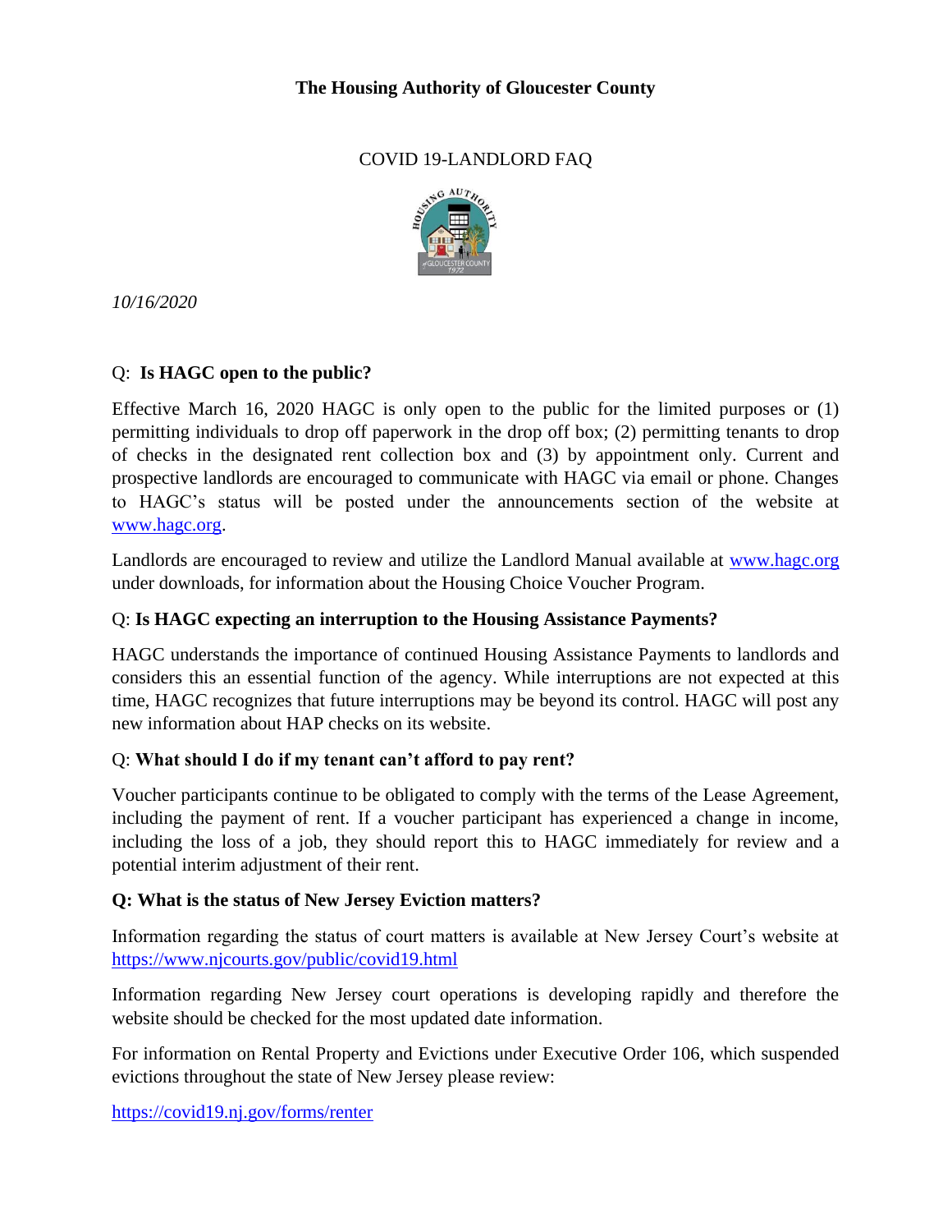**The Housing Authority of Gloucester County**

COVID 19-LANDLORD FAQ

*10/16/2020*

Q: **Is HAGC open to the public?**

Effective March 16, 2020 HAGC is only open to the public for the limited purposes or (1) permitting individuals to drop off paperwork in the drop off box; (2) permitting tenants to drop of checks in the designated rent collection box and (3) by appointment only. Current and prospective landlords are encouraged to communicate with HAGC via email or phone. Changes to HAGC's status will be posted under the announcements section of the website at [www.hagc.org](http://www.hagc.org).

Landlords are encouraged to review and utilize the Landlord Manual available at [www.hagc.org](http://www.hagc.org) under downloads, for information about the Housing Choice Voucher Program.

Q: **Is HAGC expecting an interruption to the Housing Assistance Payments?**

HAGC understands the importance of continued Housing Assistance Payments to landlords and considers this an essential function of the agency. While interruptions are not expected at this time, HAGC recognizes that future interruptions may be beyond its control. HAGC will post any new information about HAP checks on its website.

Q: **What should I do if my tenant can't afford to pay rent?**

Voucher participants continue to be obligated to comply with the terms of the Lease Agreement, including the payment of rent. If a voucher participant has experienced a change in income, including the loss of a job, they should report this to HAGC immediately for review and a potential interim adjustment of their rent.

**Q: What is the status of New Jersey Eviction matters?**

Information regarding the status of court matters is available at New Jersey Court's website at [https://www.njcourts.gov/public/covid19.html](https://www.njcourts.gov/public/covid19.html)

Information regarding New Jersey court operations is developing rapidly and therefore the website should be checked for the most updated date information.

For information on Rental Property and Evictions under Executive Order 106, which suspended evictions throughout the state of New Jersey please review:

[https://covid19.nj.gov/forms/renter](https://covid19.nj.gov/forms/renter)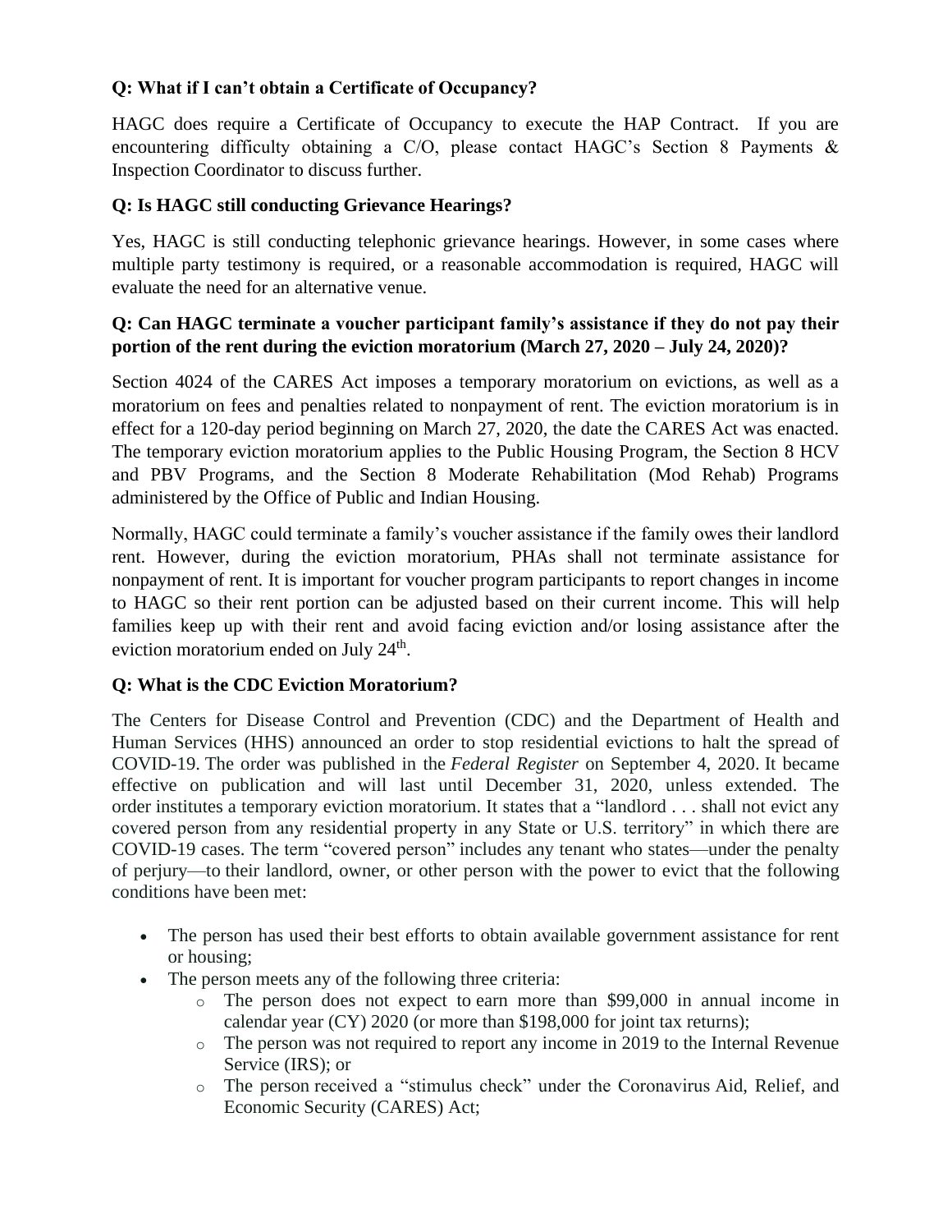**Q: What if I can't obtain a Certificate of Occupancy?**

HAGC does require a Certificate of Occupancy to execute the HAP Contract. If you are encountering difficulty obtaining a C/O, please contact HAGC's Section 8 Payments & Inspection Coordinator to discuss further.

**Q: Is HAGC still conducting Grievance Hearings?**

Yes, HAGC is still conducting telephonic grievance hearings. However, in some cases where multiple party testimony is required, or a reasonable accommodation is required, HAGC will evaluate the need for an alternative venue.

**Q: Can HAGC terminate a voucher participant family's assistance if they do not pay their portion of the rent during the eviction moratorium (March 27, 2020 – July 24, 2020)?**

Section 4024 of the CARES Act imposes a temporary moratorium on evictions, as well as a moratorium on fees and penalties related to nonpayment of rent. The eviction moratorium is in effect for a 120-day period beginning on March 27, 2020, the date the CARES Act was enacted. The temporary eviction moratorium applies to the Public Housing Program, the Section 8 HCV and PBV Programs, and the Section 8 Moderate Rehabilitation (Mod Rehab) Programs administered by the Office of Public and Indian Housing.

Normally, HAGC could terminate a family's voucher assistance if the family owes their landlord rent. However, during the eviction moratorium, PHAs shall not terminate assistance for nonpayment of rent. It is important for voucher program participants to report changes in income to HAGC so their rent portion can be adjusted based on their current income. This will help families keep up with their rent and avoid facing eviction and/or losing assistance after the eviction moratorium ended on July 24th.

**Q: What is the CDC Eviction Moratorium?**

The Centers for Disease Control and Prevention (CDC) and the Department of Health and Human Services (HHS) announced an order to stop residential evictions to halt the spread of COVID-19. The order was published in the *Federal Register* on September 4, 2020. It became effective on publication and will last until December 31, 2020, unless extended. The order institutes a temporary eviction moratorium. It states that a "landlord . . . shall not evict any covered person from any residential property in any State or U.S. territory" in which there are COVID-19 cases. The term "covered person" includes any tenant who states—under the penalty of perjury—to their landlord, owner, or other person with the power to evict that the following conditions have been met:

- The person has used their best efforts to obtain available government assistance for rent or housing;
- The person meets any of the following three criteria:
  - The person does not expect to earn more than $99,000 in annual income in calendar year (CY) 2020 (or more than $198,000 for joint tax returns);
  - The person was not required to report any income in 2019 to the Internal Revenue Service (IRS); or
  - The person received a "stimulus check" under the Coronavirus Aid, Relief, and Economic Security (CARES) Act;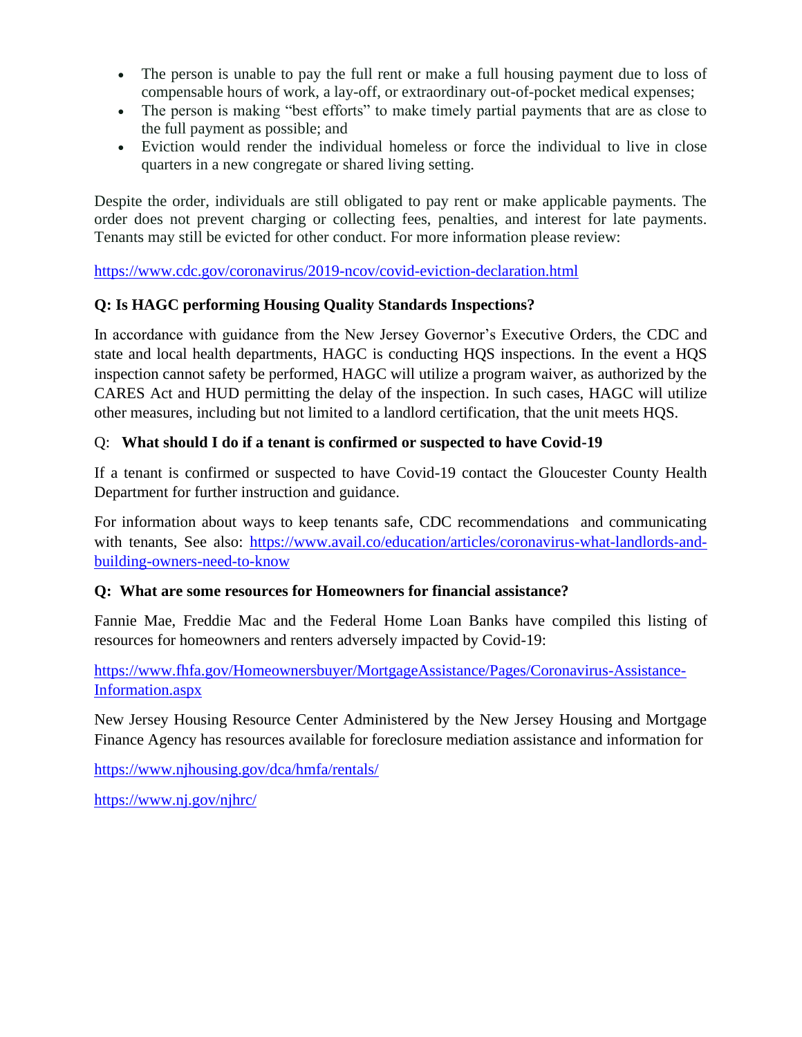- The person is unable to pay the full rent or make a full housing payment due to loss of compensable hours of work, a lay-off, or extraordinary out-of-pocket medical expenses;
- The person is making "best efforts" to make timely partial payments that are as close to the full payment as possible; and
- Eviction would render the individual homeless or force the individual to live in close quarters in a new congregate or shared living setting.

Despite the order, individuals are still obligated to pay rent or make applicable payments. The order does not prevent charging or collecting fees, penalties, and interest for late payments. Tenants may still be evicted for other conduct. For more information please review:

https://www.cdc.gov/coronavirus/2019-ncov/covid-eviction-declaration.html

**Q: Is HAGC performing Housing Quality Standards Inspections?**

In accordance with guidance from the New Jersey Governor's Executive Orders, the CDC and state and local health departments, HAGC is conducting HQS inspections. In the event a HQS inspection cannot safety be performed, HAGC will utilize a program waiver, as authorized by the CARES Act and HUD permitting the delay of the inspection. In such cases, HAGC will utilize other measures, including but not limited to a landlord certification, that the unit meets HQS.

Q: **What should I do if a tenant is confirmed or suspected to have Covid-19**

If a tenant is confirmed or suspected to have Covid-19 contact the Gloucester County Health Department for further instruction and guidance.

For information about ways to keep tenants safe, CDC recommendations and communicating with tenants, See also: https://www.avail.co/education/articles/coronavirus-what-landlords-and-building-owners-need-to-know

**Q: What are some resources for Homeowners for financial assistance?**

Fannie Mae, Freddie Mac and the Federal Home Loan Banks have compiled this listing of resources for homeowners and renters adversely impacted by Covid-19:

https://www.fhfa.gov/Homeownersbuyer/MortgageAssistance/Pages/Coronavirus-Assistance-Information.aspx

New Jersey Housing Resource Center Administered by the New Jersey Housing and Mortgage Finance Agency has resources available for foreclosure mediation assistance and information for

https://www.njhousing.gov/dca/hmfa/rentals/

https://www.nj.gov/njhrc/